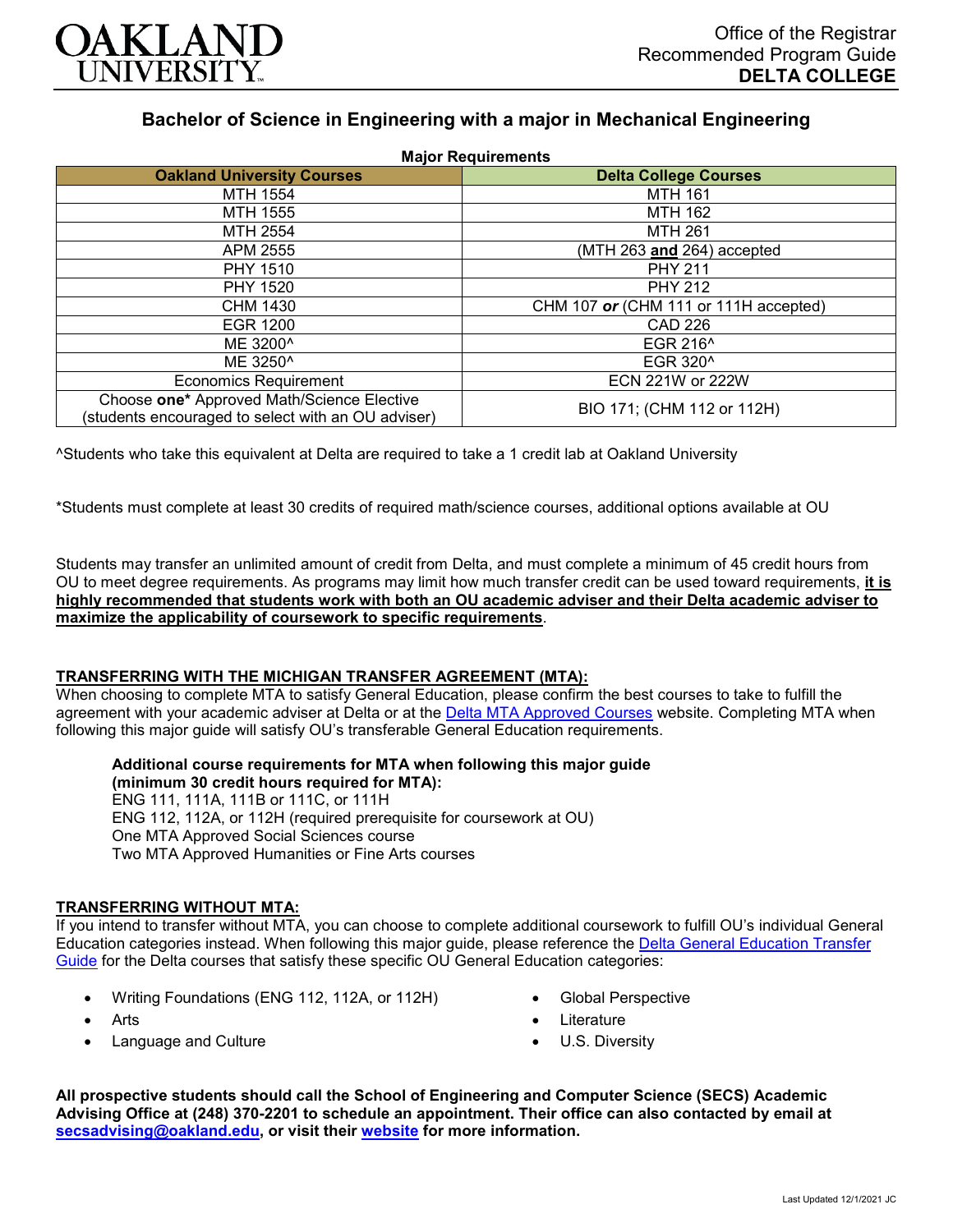Office of the Registrar
Recommended Program Guide
**DELTA COLLEGE**

# Bachelor of Science in Engineering with a major in Mechanical Engineering

**Major Requirements**

| Oakland University Courses | Delta College Courses |
|---|---|
| MTH 1554 | MTH 161 |
| MTH 1555 | MTH 162 |
| MTH 2554 | MTH 261 |
| APM 2555 | (MTH 263 **and** 264) accepted |
| PHY 1510 | PHY 211 |
| PHY 1520 | PHY 212 |
| CHM 1430 | CHM 107 ***or*** (CHM 111 or 111H accepted) |
| EGR 1200 | CAD 226 |
| ME 3200^ | EGR 216^ |
| ME 3250^ | EGR 320^ |
| Economics Requirement | ECN 221W or 222W |
| Choose **one*** Approved Math/Science Elective (students encouraged to select with an OU adviser) | BIO 171; (CHM 112 or 112H) |

^Students who take this equivalent at Delta are required to take a 1 credit lab at Oakland University

*Students must complete at least 30 credits of required math/science courses, additional options available at OU

Students may transfer an unlimited amount of credit from Delta, and must complete a minimum of 45 credit hours from OU to meet degree requirements. As programs may limit how much transfer credit can be used toward requirements, **it is highly recommended that students work with both an OU academic adviser and their Delta academic adviser to maximize the applicability of coursework to specific requirements**.

## TRANSFERRING WITH THE MICHIGAN TRANSFER AGREEMENT (MTA):

When choosing to complete MTA to satisfy General Education, please confirm the best courses to take to fulfill the agreement with your academic adviser at Delta or at the Delta MTA Approved Courses website. Completing MTA when following this major guide will satisfy OU's transferable General Education requirements.

**Additional course requirements for MTA when following this major guide (minimum 30 credit hours required for MTA):**
ENG 111, 111A, 111B or 111C, or 111H
ENG 112, 112A, or 112H (required prerequisite for coursework at OU)
One MTA Approved Social Sciences course
Two MTA Approved Humanities or Fine Arts courses

## TRANSFERRING WITHOUT MTA:

If you intend to transfer without MTA, you can choose to complete additional coursework to fulfill OU's individual General Education categories instead. When following this major guide, please reference the Delta General Education Transfer Guide for the Delta courses that satisfy these specific OU General Education categories:

- Writing Foundations (ENG 112, 112A, or 112H)
- Arts
- Language and Culture
- Global Perspective
- Literature
- U.S. Diversity

**All prospective students should call the School of Engineering and Computer Science (SECS) Academic Advising Office at (248) 370-2201 to schedule an appointment. Their office can also contacted by email at secsadvising@oakland.edu, or visit their website for more information.**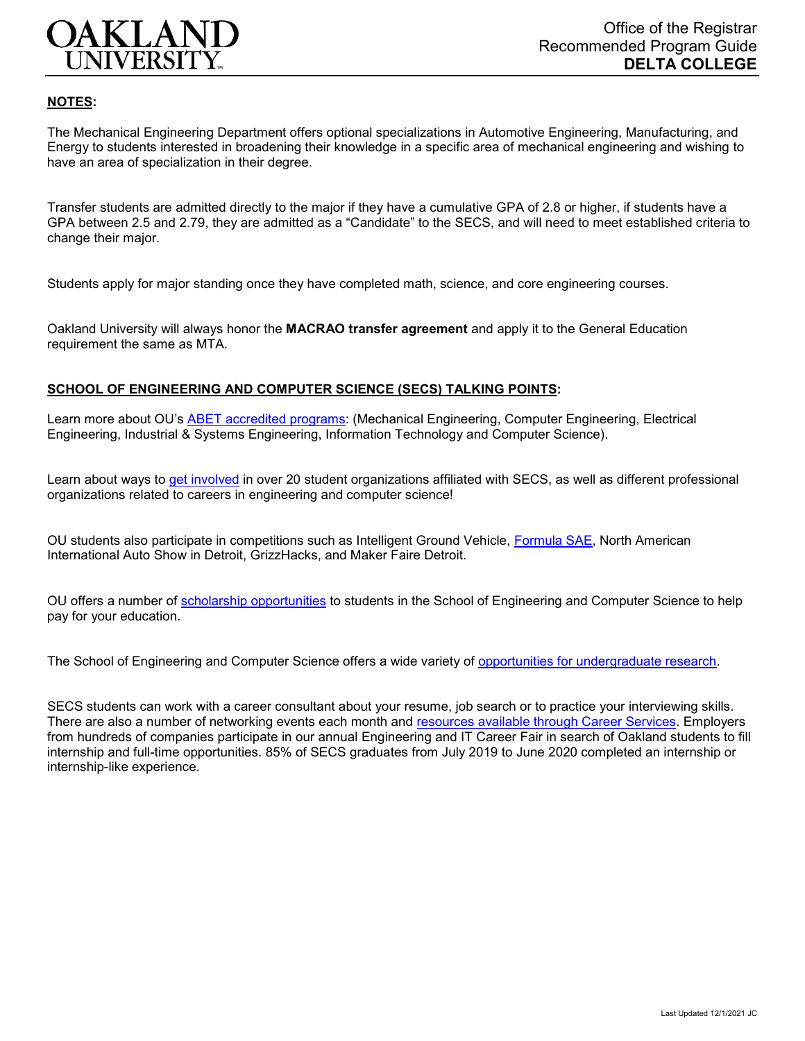**NOTES:**

The Mechanical Engineering Department offers optional specializations in Automotive Engineering, Manufacturing, and Energy to students interested in broadening their knowledge in a specific area of mechanical engineering and wishing to have an area of specialization in their degree.

Transfer students are admitted directly to the major if they have a cumulative GPA of 2.8 or higher, if students have a GPA between 2.5 and 2.79, they are admitted as a "Candidate" to the SECS, and will need to meet established criteria to change their major.

Students apply for major standing once they have completed math, science, and core engineering courses.

Oakland University will always honor the **MACRAO transfer agreement** and apply it to the General Education requirement the same as MTA.

**SCHOOL OF ENGINEERING AND COMPUTER SCIENCE (SECS) TALKING POINTS:**

Learn more about OU's ABET accredited programs: (Mechanical Engineering, Computer Engineering, Electrical Engineering, Industrial & Systems Engineering, Information Technology and Computer Science).

Learn about ways to get involved in over 20 student organizations affiliated with SECS, as well as different professional organizations related to careers in engineering and computer science!

OU students also participate in competitions such as Intelligent Ground Vehicle, Formula SAE, North American International Auto Show in Detroit, GrizzHacks, and Maker Faire Detroit.

OU offers a number of scholarship opportunities to students in the School of Engineering and Computer Science to help pay for your education.

The School of Engineering and Computer Science offers a wide variety of opportunities for undergraduate research.

SECS students can work with a career consultant about your resume, job search or to practice your interviewing skills. There are also a number of networking events each month and resources available through Career Services. Employers from hundreds of companies participate in our annual Engineering and IT Career Fair in search of Oakland students to fill internship and full-time opportunities. 85% of SECS graduates from July 2019 to June 2020 completed an internship or internship-like experience.